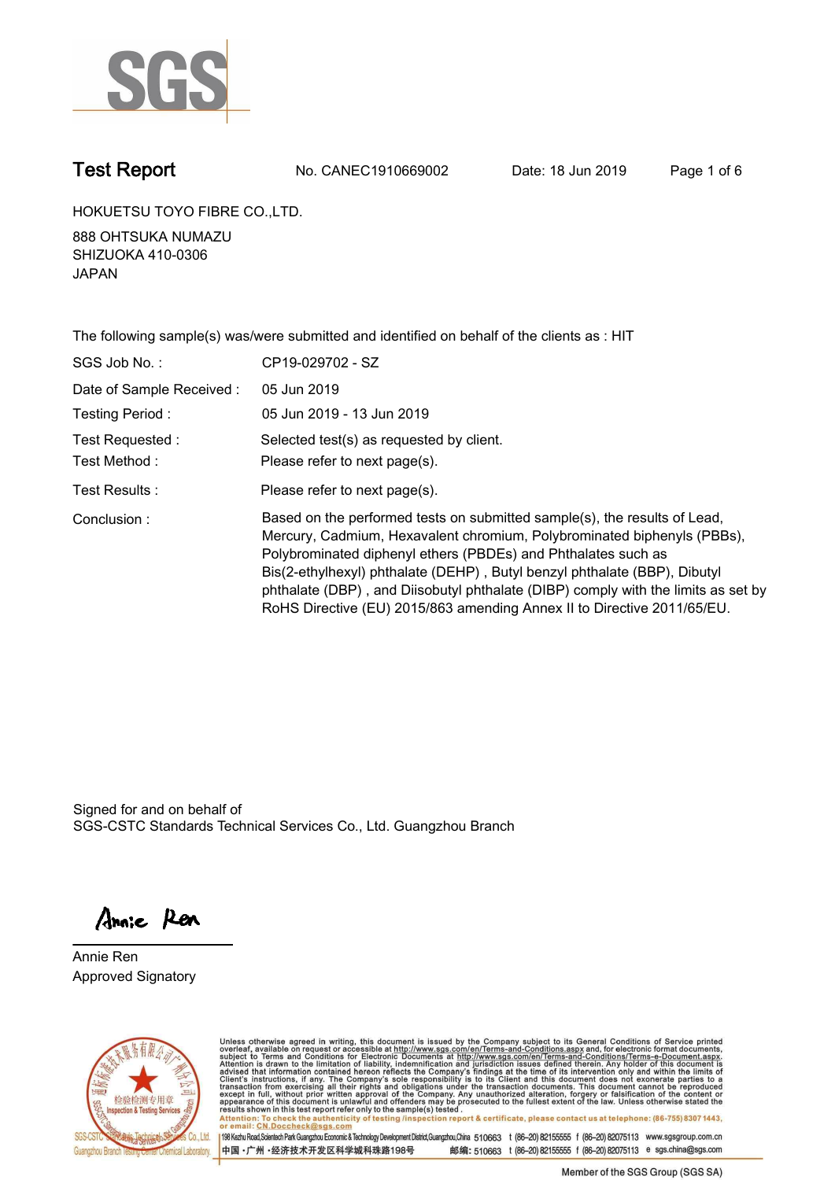SGS

# Test Report

No. CANEC1910669002 Date: 18 Jun 2019

HOKUETSU TOYO FIBRE CO.,LTD.

888 OHTSUKA NUMAZU
SHIZUOKA 410-0306
JAPAN

The following sample(s) was/were submitted and identified on behalf of the clients as : HIT

| | |
|---|---|
| SGS Job No. : | CP19-029702 - SZ |
| Date of Sample Received : | 05 Jun 2019 |
| Testing Period : | 05 Jun 2019 - 13 Jun 2019 |
| Test Requested : | Selected test(s) as requested by client. |
| Test Method : | Please refer to next page(s). |
| Test Results : | Please refer to next page(s). |
| Conclusion : | Based on the performed tests on submitted sample(s), the results of Lead, Mercury, Cadmium, Hexavalent chromium, Polybrominated biphenyls (PBBs), Polybrominated diphenyl ethers (PBDEs) and Phthalates such as Bis(2-ethylhexyl) phthalate (DEHP) , Butyl benzyl phthalate (BBP), Dibutyl phthalate (DBP) , and Diisobutyl phthalate (DIBP) comply with the limits as set by RoHS Directive (EU) 2015/863 amending Annex II to Directive 2011/65/EU. |

Signed for and on behalf of
SGS-CSTC Standards Technical Services Co., Ltd. Guangzhou Branch

Annie Ren

Annie Ren
Approved Signatory

Unless otherwise agreed in writing, this document is issued by the Company subject to its General Conditions of Service printed overleaf, available on request or accessible at http://www.sgs.com/en/Terms-and-Conditions.aspx and, for electronic format documents, subject to Terms and Conditions for Electronic Documents at http://www.sgs.com/en/Terms-and-Conditions/Terms-e-Document.aspx. Attention is drawn to the limitation of liability, indemnification and jurisdiction issues defined therein. Any holder of this document is advised that information contained hereon reflects the Company's findings at the time of its intervention only and within the limits of Client's instructions, if any. The Company's sole responsibility is to its Client and this document does not exonerate parties to a transaction from exercising all their rights and obligations under the transaction documents. This document cannot be reproduced except in full, without prior written approval of the Company. Any unauthorized alteration, forgery or falsification of the content or appearance of this document is unlawful and offenders may be prosecuted to the fullest extent of the law. Unless otherwise stated the results shown in this test report refer only to the sample(s) tested .

Attention: To check the authenticity of testing /inspection report & certificate, please contact us at telephone: (86-755) 8307 1443, or email: CN.Doccheck@sgs.com

SGS-CSTC Standards Technical Services Co., Ltd. Guangzhou Branch Testing Center Chemical Laboratory.

198 Kezhu Road,Scientech Park Guangzhou Economic & Technology Development District,Guangzhou,China 510663 t (86–20) 82155555 f (86–20) 82075113 www.sgsgroup.com.cn
中国 ·广州 ·经济技术开发区科学城科珠路198号 邮编: 510663 t (86–20) 82155555 f (86–20) 82075113 e sgs.china@sgs.com

Member of the SGS Group (SGS SA)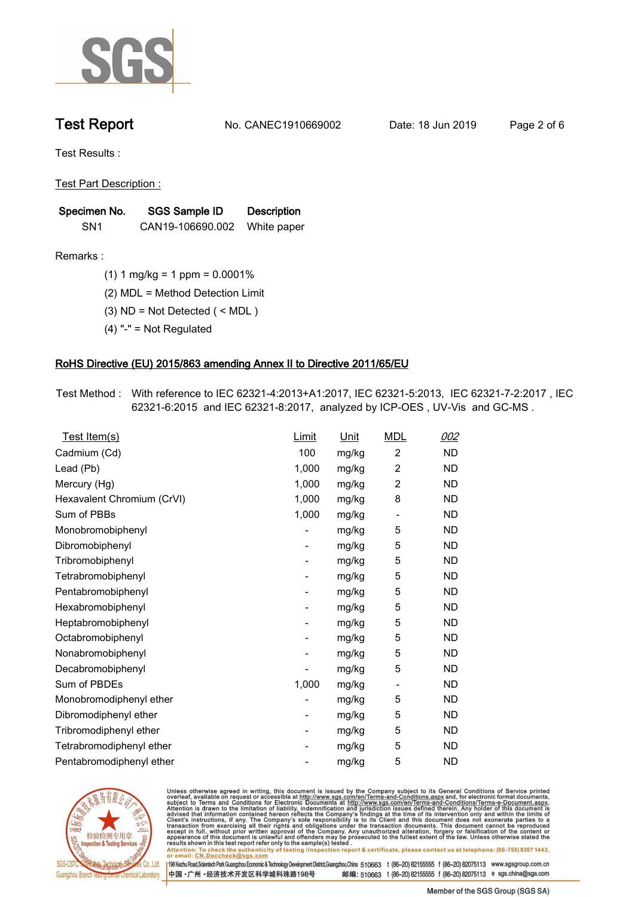## Test Report

No. CANEC1910669002 Date: 18 Jun 2019

Test Results :

Test Part Description :

| Specimen No. | SGS Sample ID | Description |
|---|---|---|
| SN1 | CAN19-106690.002 | White paper |

Remarks :

(1) 1 mg/kg = 1 ppm = 0.0001%

(2) MDL = Method Detection Limit

(3) ND = Not Detected ( < MDL )

(4) "-" = Not Regulated

### RoHS Directive (EU) 2015/863 amending Annex II to Directive 2011/65/EU

Test Method : With reference to IEC 62321-4:2013+A1:2017, IEC 62321-5:2013, IEC 62321-7-2:2017 , IEC 62321-6:2015 and IEC 62321-8:2017, analyzed by ICP-OES , UV-Vis and GC-MS .

| Test Item(s) | Limit | Unit | MDL | 002 |
|---|---|---|---|---|
| Cadmium (Cd) | 100 | mg/kg | 2 | ND |
| Lead (Pb) | 1,000 | mg/kg | 2 | ND |
| Mercury (Hg) | 1,000 | mg/kg | 2 | ND |
| Hexavalent Chromium (CrVI) | 1,000 | mg/kg | 8 | ND |
| Sum of PBBs | 1,000 | mg/kg | - | ND |
| Monobromobiphenyl | - | mg/kg | 5 | ND |
| Dibromobiphenyl | - | mg/kg | 5 | ND |
| Tribromobiphenyl | - | mg/kg | 5 | ND |
| Tetrabromobiphenyl | - | mg/kg | 5 | ND |
| Pentabromobiphenyl | - | mg/kg | 5 | ND |
| Hexabromobiphenyl | - | mg/kg | 5 | ND |
| Heptabromobiphenyl | - | mg/kg | 5 | ND |
| Octabromobiphenyl | - | mg/kg | 5 | ND |
| Nonabromobiphenyl | - | mg/kg | 5 | ND |
| Decabromobiphenyl | - | mg/kg | 5 | ND |
| Sum of PBDEs | 1,000 | mg/kg | - | ND |
| Monobromodiphenyl ether | - | mg/kg | 5 | ND |
| Dibromodiphenyl ether | - | mg/kg | 5 | ND |
| Tribromodiphenyl ether | - | mg/kg | 5 | ND |
| Tetrabromodiphenyl ether | - | mg/kg | 5 | ND |
| Pentabromodiphenyl ether | - | mg/kg | 5 | ND |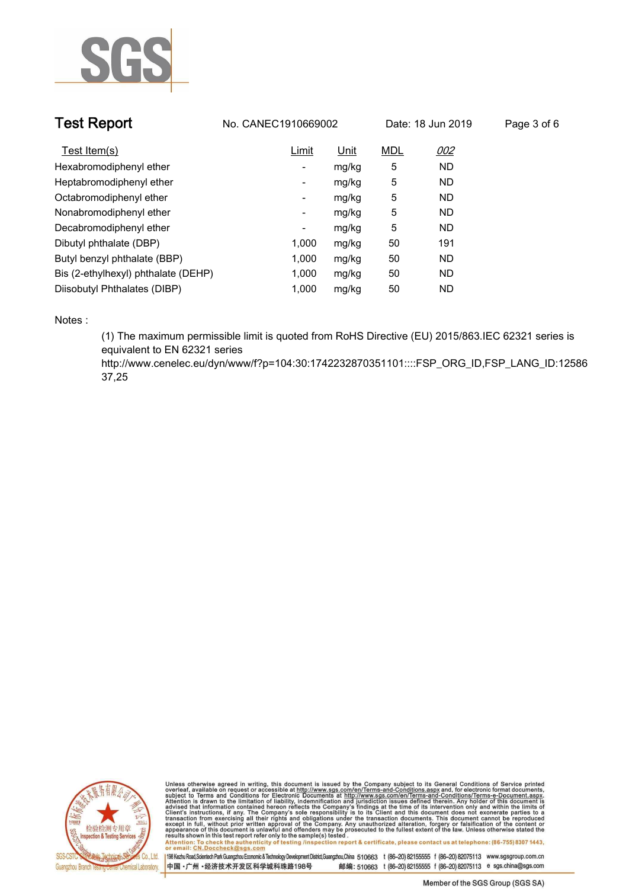# Test Report

No. CANEC1910669002 Date: 18 Jun 2019

| Test Item(s) | Limit | Unit | MDL | *002* |
|---|---|---|---|---|
| Hexabromodiphenyl ether | - | mg/kg | 5 | ND |
| Heptabromodiphenyl ether | - | mg/kg | 5 | ND |
| Octabromodiphenyl ether | - | mg/kg | 5 | ND |
| Nonabromodiphenyl ether | - | mg/kg | 5 | ND |
| Decabromodiphenyl ether | - | mg/kg | 5 | ND |
| Dibutyl phthalate (DBP) | 1,000 | mg/kg | 50 | 191 |
| Butyl benzyl phthalate (BBP) | 1,000 | mg/kg | 50 | ND |
| Bis (2-ethylhexyl) phthalate (DEHP) | 1,000 | mg/kg | 50 | ND |
| Diisobutyl Phthalates (DIBP) | 1,000 | mg/kg | 50 | ND |

Notes :

(1) The maximum permissible limit is quoted from RoHS Directive (EU) 2015/863.IEC 62321 series is equivalent to EN 62321 series
http://www.cenelec.eu/dyn/www/f?p=104:30:1742232870351101::::FSP_ORG_ID,FSP_LANG_ID:1258637,25

Unless otherwise agreed in writing, this document is issued by the Company subject to its General Conditions of Service printed overleaf, available on request or accessible at http://www.sgs.com/en/Terms-and-Conditions.aspx and, for electronic format documents, subject to Terms and Conditions for Electronic Documents at http://www.sgs.com/en/Terms-and-Conditions/Terms-e-Document.aspx. Attention is drawn to the limitation of liability, indemnification and jurisdiction issues defined therein. Any holder of this document is advised that information contained hereon reflects the Company's findings at the time of its intervention only and within the limits of Client's instructions, if any. The Company's sole responsibility is to its Client and this document does not exonerate parties to a transaction from exercising all their rights and obligations under the transaction documents. This document cannot be reproduced except in full, without prior written approval of the Company. Any unauthorized alteration, forgery or falsification of the content or appearance of this document is unlawful and offenders may be prosecuted to the fullest extent of the law. Unless otherwise stated the results shown in this test report refer only to the sample(s) tested .
Attention: To check the authenticity of testing /inspection report & certificate, please contact us at telephone: (86-755) 8307 1443, or email: CN.Doccheck@sgs.com

SGS-CSTC Standards Technical Services Co., Ltd. Guangzhou Branch Testing Center Chemical Laboratory.

198 Kezhu Road,Scientech Park Guangzhou Economic & Technology Development District,Guangzhou,China 510663 t (86-20) 82155555 f (86-20) 82075113 www.sgsgroup.com.cn
中国・广州・经济技术开发区科学城科珠路198号 邮编: 510663 t (86-20) 82155555 f (86-20) 82075113 e sgs.china@sgs.com

Member of the SGS Group (SGS SA)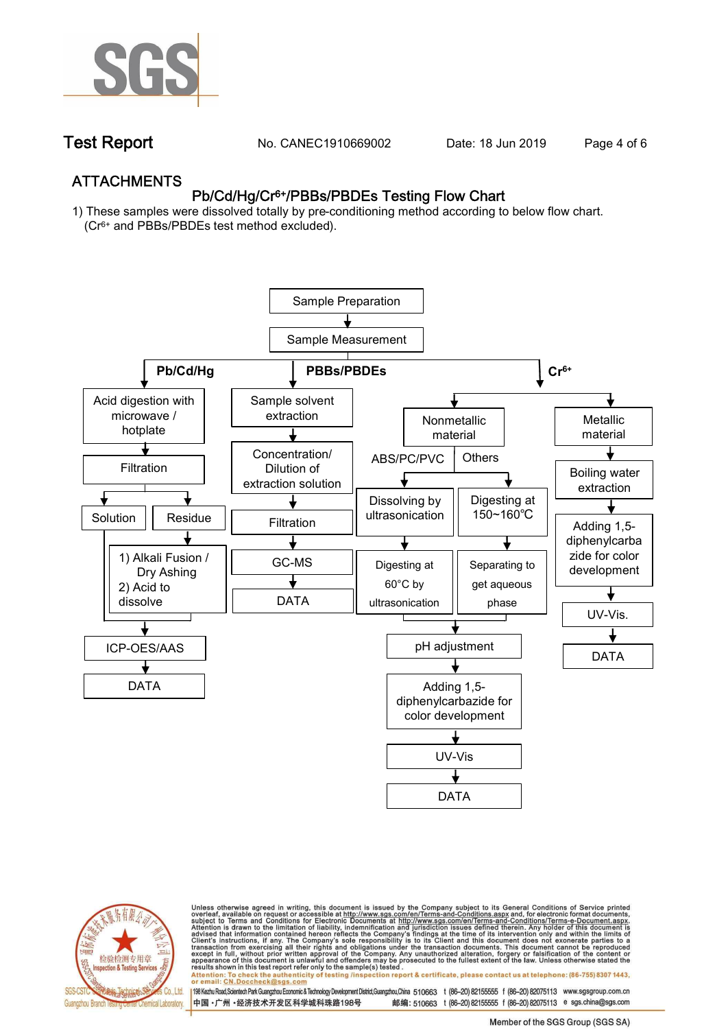## ATTACHMENTS

### Pb/Cd/Hg/$Cr^{6+}$/PBBs/PBDEs Testing Flow Chart

1) These samples were dissolved totally by pre-conditioning method according to below flow chart. ($Cr^{6+}$ and PBBs/PBDEs test method excluded).

Sample Preparation → Sample Measurement

**Pb/Cd/Hg**
- Acid digestion with microwave / hotplate → Filtration
  - Solution
  - Residue → 1) Alkali Fusion / Dry Ashing 2) Acid to dissolve
- → ICP-OES/AAS → DATA

**PBBs/PBDEs**
- Sample solvent extraction → Concentration/ Dilution of extraction solution → Filtration → GC-MS → DATA

**$Cr^{6+}$**
- Nonmetallic material
  - ABS/PC/PVC → Dissolving by ultrasonication → Digesting at 60°C by ultrasonication
  - Others → Digesting at 150~160℃ → Separating to get aqueous phase
  - → pH adjustment → Adding 1,5-diphenylcarbazide for color development → UV-Vis → DATA
- Metallic material → Boiling water extraction → Adding 1,5-diphenylcarbazide for color development → UV-Vis. → DATA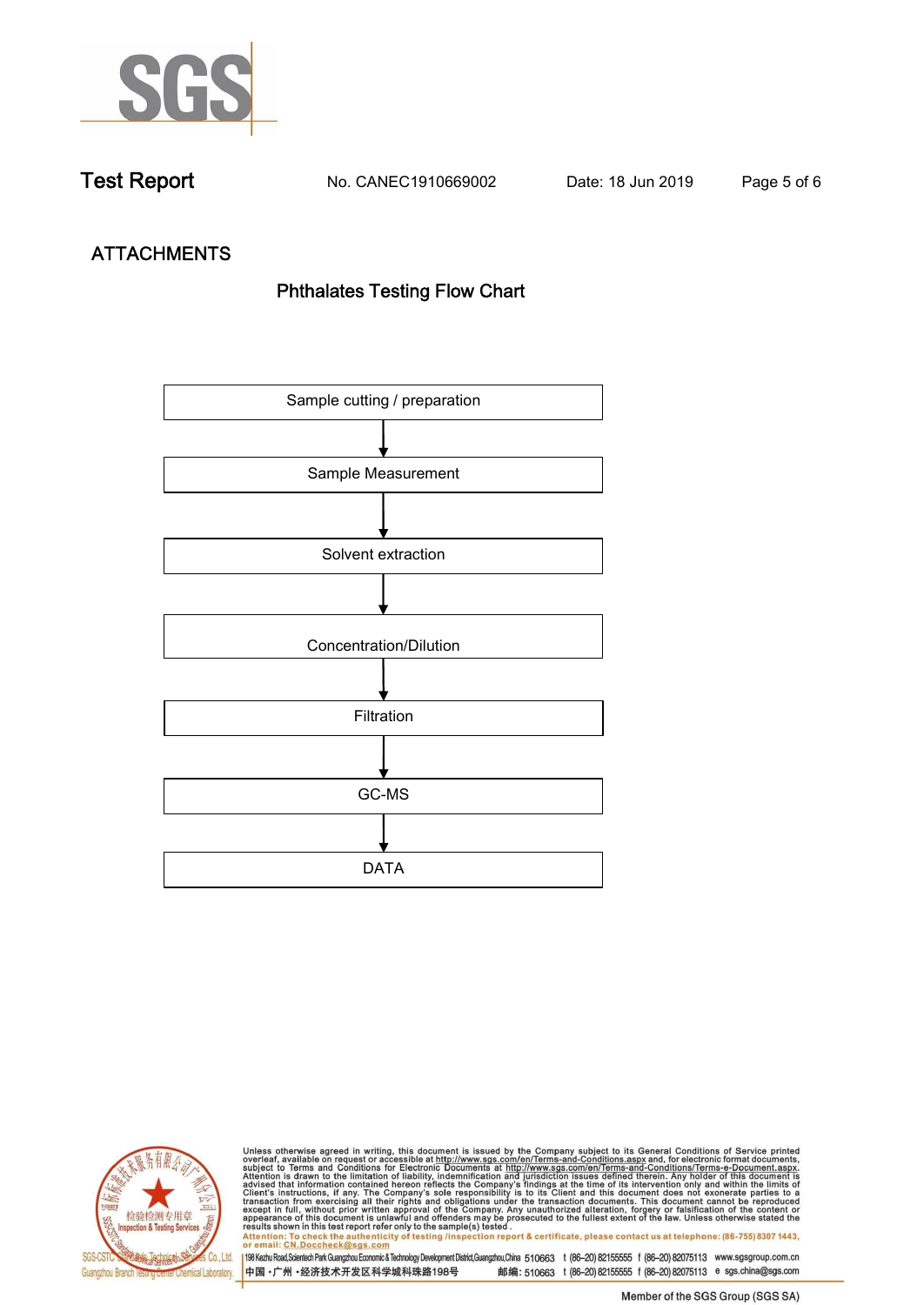Test Report | No. CANEC1910669002 | Date: 18 Jun 2019

## ATTACHMENTS

### Phthalates Testing Flow Chart

Sample cutting / preparation

↓

Sample Measurement

↓

Solvent extraction

↓

Concentration/Dilution

↓

Filtration

↓

GC-MS

↓

DATA

Unless otherwise agreed in writing, this document is issued by the Company subject to its General Conditions of Service printed overleaf, available on request or accessible at http://www.sgs.com/en/Terms-and-Conditions.aspx and, for electronic format documents, subject to Terms and Conditions for Electronic Documents at http://www.sgs.com/en/Terms-and-Conditions/Terms-e-Document.aspx. Attention is drawn to the limitation of liability, indemnification and jurisdiction issues defined therein. Any holder of this document is advised that information contained hereon reflects the Company's findings at the time of its intervention only and within the limits of Client's instructions, if any. The Company's sole responsibility is to its Client and this document does not exonerate parties to a transaction from exercising all their rights and obligations under the transaction documents. This document cannot be reproduced except in full, without prior written approval of the Company. Any unauthorized alteration, forgery or falsification of the content or appearance of this document is unlawful and offenders may be prosecuted to the fullest extent of the law. Unless otherwise stated the results shown in this test report refer only to the sample(s) tested .

Attention: To check the authenticity of testing /inspection report & certificate, please contact us at telephone: (86-755) 8307 1443, or email: CN.Doccheck@sgs.com

SGS-CSTC Standards Technical Services Co., Ltd. Guangzhou Branch Testing Center Chemical Laboratory.

198 Kezhu Road,Scientech Park Guangzhou Economic & Technology Development District,Guangzhou,China 510663 t (86-20) 82155555 f (86-20) 82075113 www.sgsgroup.com.cn

中国・广州・经济技术开发区科学城科珠路198号 邮编: 510663 t (86-20) 82155555 f (86-20) 82075113 e sgs.china@sgs.com

Member of the SGS Group (SGS SA)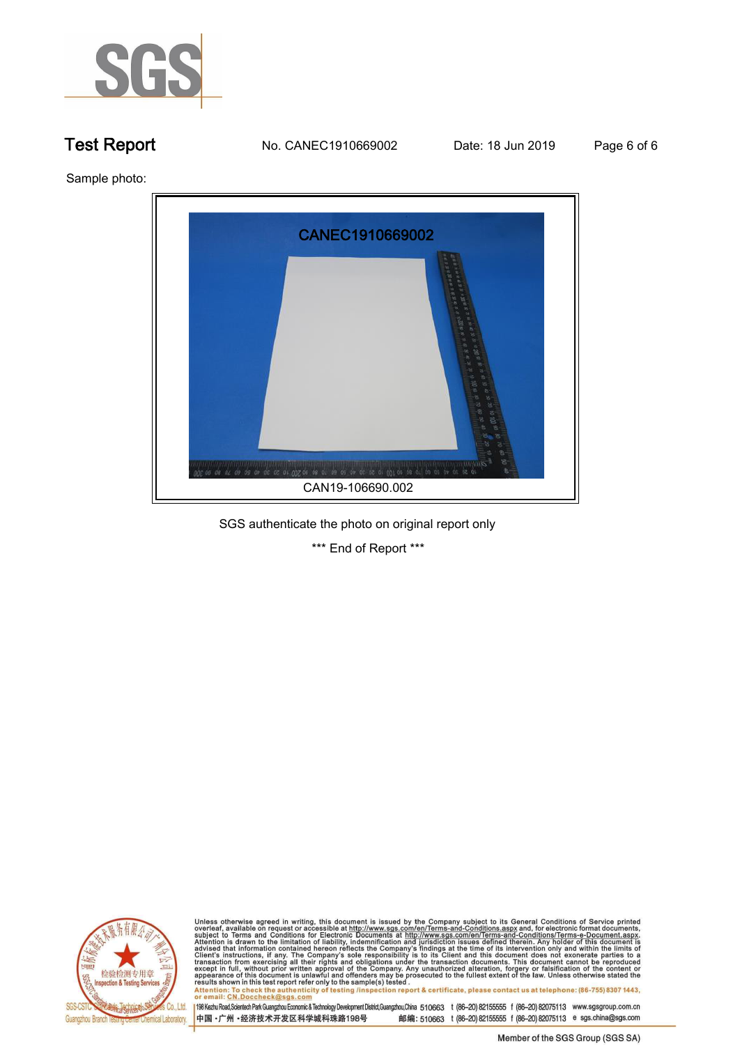Sample photo:

CANEC1910669002

CAN19-106690.002

SGS authenticate the photo on original report only

*** End of Report ***

Unless otherwise agreed in writing, this document is issued by the Company subject to its General Conditions of Service printed overleaf, available on request or accessible at http://www.sgs.com/en/Terms-and-Conditions.aspx and, for electronic format documents, subject to Terms and Conditions for Electronic Documents at http://www.sgs.com/en/Terms-and-Conditions/Terms-e-Document.aspx. Attention is drawn to the limitation of liability, indemnification and jurisdiction issues defined therein. Any holder of this document is advised that information contained hereon reflects the Company's findings at the time of its intervention only and within the limits of Client's instructions, if any. The Company's sole responsibility is to its Client and this document does not exonerate parties to a transaction from exercising all their rights and obligations under the transaction documents. This document cannot be reproduced except in full, without prior written approval of the Company. Any unauthorized alteration, forgery or falsification of the content or appearance of this document is unlawful and offenders may be prosecuted to the fullest extent of the law. Unless otherwise stated the results shown in this test report refer only to the sample(s) tested.

Attention: To check the authenticity of testing /inspection report & certificate, please contact us at telephone: (86-755) 8307 1443, or email: CN.Doccheck@sgs.com

198 Kezhu Road, Scientech Park Guangzhou Economic & Technology Development District, Guangzhou, China 510663 t (86-20) 82155555 f (86-20) 82075113 www.sgsgroup.com.cn

中国・广州・经济技术开发区科学城科珠路198号 邮编: 510663 t (86-20) 82155555 f (86-20) 82075113 e sgs.china@sgs.com

Member of the SGS Group (SGS SA)